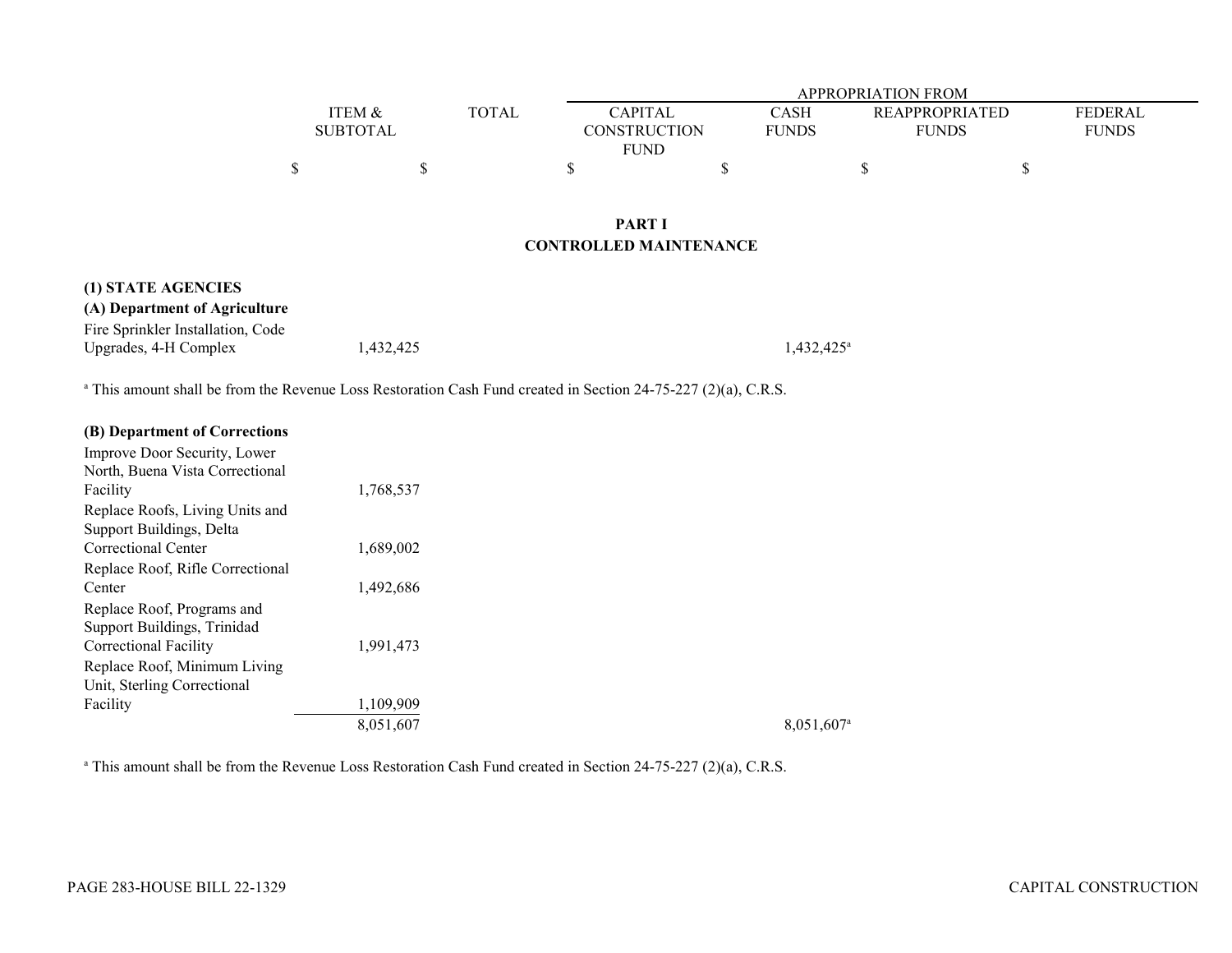| | ITEM & SUBTOTAL | TOTAL | APPROPRIATION FROM CAPITAL CONSTRUCTION FUND | CASH FUNDS | REAPPROPRIATED FUNDS | FEDERAL FUNDS |
|---|---|---|---|---|---|---|
| | $ | $ | $ | $ | $ | $ |

## PART I
## CONTROLLED MAINTENANCE

**(1) STATE AGENCIES**

**(A) Department of Agriculture**

| | ITEM & SUBTOTAL | TOTAL | CAPITAL CONSTRUCTION FUND | CASH FUNDS | REAPPROPRIATED FUNDS | FEDERAL FUNDS |
|---|---|---|---|---|---|---|
| Fire Sprinkler Installation, Code Upgrades, 4-H Complex | 1,432,425 | | | 1,432,425[a] | | |

[a] This amount shall be from the Revenue Loss Restoration Cash Fund created in Section 24-75-227 (2)(a), C.R.S.

**(B) Department of Corrections**

| | ITEM & SUBTOTAL | TOTAL | CAPITAL CONSTRUCTION FUND | CASH FUNDS | REAPPROPRIATED FUNDS | FEDERAL FUNDS |
|---|---|---|---|---|---|---|
| Improve Door Security, Lower North, Buena Vista Correctional Facility | 1,768,537 | | | | | |
| Replace Roofs, Living Units and Support Buildings, Delta Correctional Center | 1,689,002 | | | | | |
| Replace Roof, Rifle Correctional Center | 1,492,686 | | | | | |
| Replace Roof, Programs and Support Buildings, Trinidad Correctional Facility | 1,991,473 | | | | | |
| Replace Roof, Minimum Living Unit, Sterling Correctional Facility | 1,109,909 | | | | | |
| | 8,051,607 | | | 8,051,607[a] | | |

[a] This amount shall be from the Revenue Loss Restoration Cash Fund created in Section 24-75-227 (2)(a), C.R.S.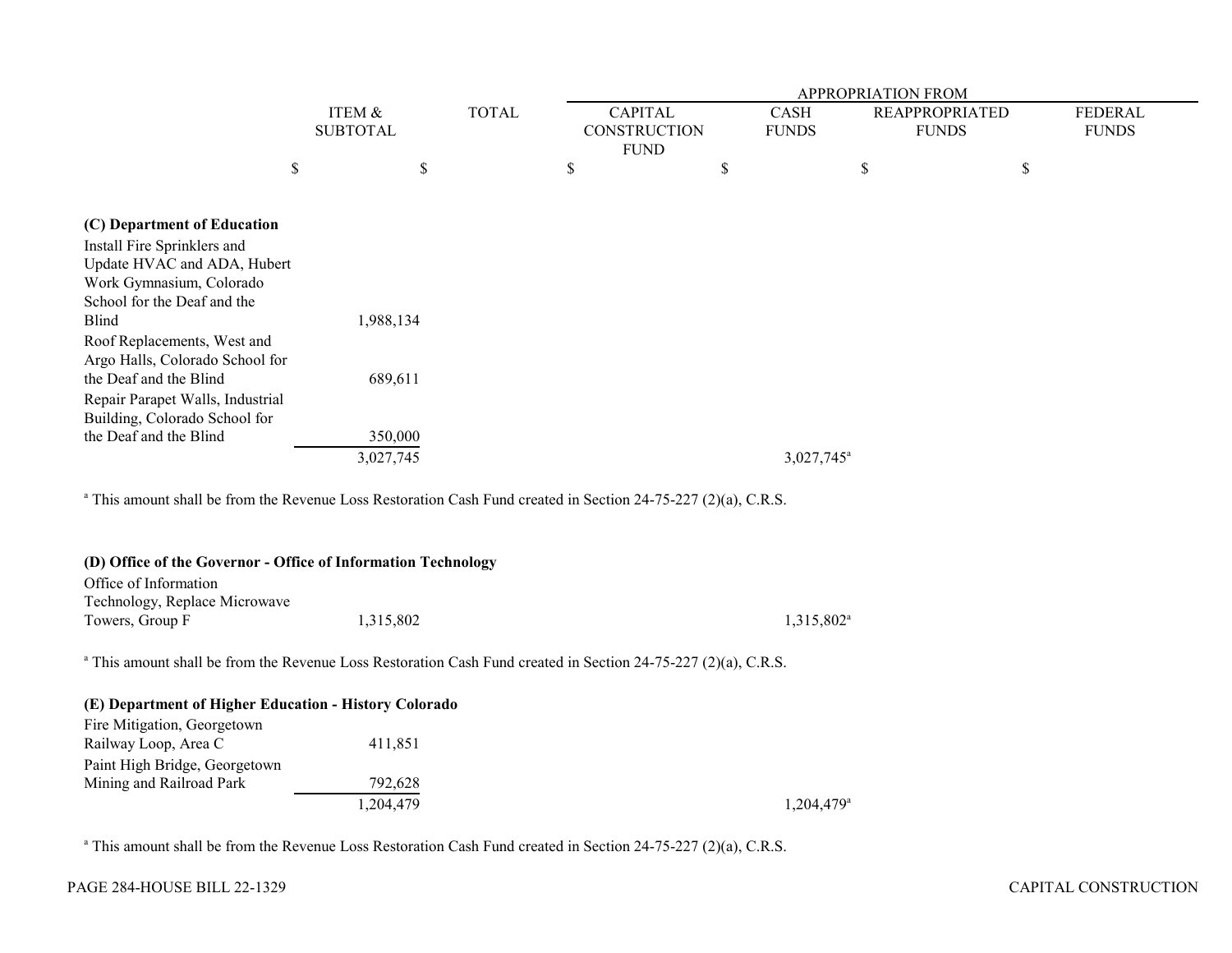| | ITEM & SUBTOTAL | TOTAL | APPROPRIATION FROM CAPITAL CONSTRUCTION FUND | CASH FUNDS | REAPPROPRIATED FUNDS | FEDERAL FUNDS |
|---|---|---|---|---|---|---|
| | $ | $ | $ | $ | $ | $ |
| **(C) Department of Education** | | | | | | |
| Install Fire Sprinklers and Update HVAC and ADA, Hubert Work Gymnasium, Colorado School for the Deaf and the Blind | 1,988,134 | | | | | |
| Roof Replacements, West and Argo Halls, Colorado School for the Deaf and the Blind | 689,611 | | | | | |
| Repair Parapet Walls, Industrial Building, Colorado School for the Deaf and the Blind | 350,000 | | | | | |
| | 3,027,745 | | | 3,027,745[a] | | |

[a] This amount shall be from the Revenue Loss Restoration Cash Fund created in Section 24-75-227 (2)(a), C.R.S.

| | ITEM & SUBTOTAL | TOTAL | CAPITAL CONSTRUCTION FUND | CASH FUNDS | REAPPROPRIATED FUNDS | FEDERAL FUNDS |
|---|---|---|---|---|---|---|
| **(D) Office of the Governor - Office of Information Technology** | | | | | | |
| Office of Information Technology, Replace Microwave Towers, Group F | 1,315,802 | | | 1,315,802[a] | | |

[a] This amount shall be from the Revenue Loss Restoration Cash Fund created in Section 24-75-227 (2)(a), C.R.S.

| | ITEM & SUBTOTAL | TOTAL | CAPITAL CONSTRUCTION FUND | CASH FUNDS | REAPPROPRIATED FUNDS | FEDERAL FUNDS |
|---|---|---|---|---|---|---|
| **(E) Department of Higher Education - History Colorado** | | | | | | |
| Fire Mitigation, Georgetown Railway Loop, Area C | 411,851 | | | | | |
| Paint High Bridge, Georgetown Mining and Railroad Park | 792,628 | | | | | |
| | 1,204,479 | | | 1,204,479[a] | | |

[a] This amount shall be from the Revenue Loss Restoration Cash Fund created in Section 24-75-227 (2)(a), C.R.S.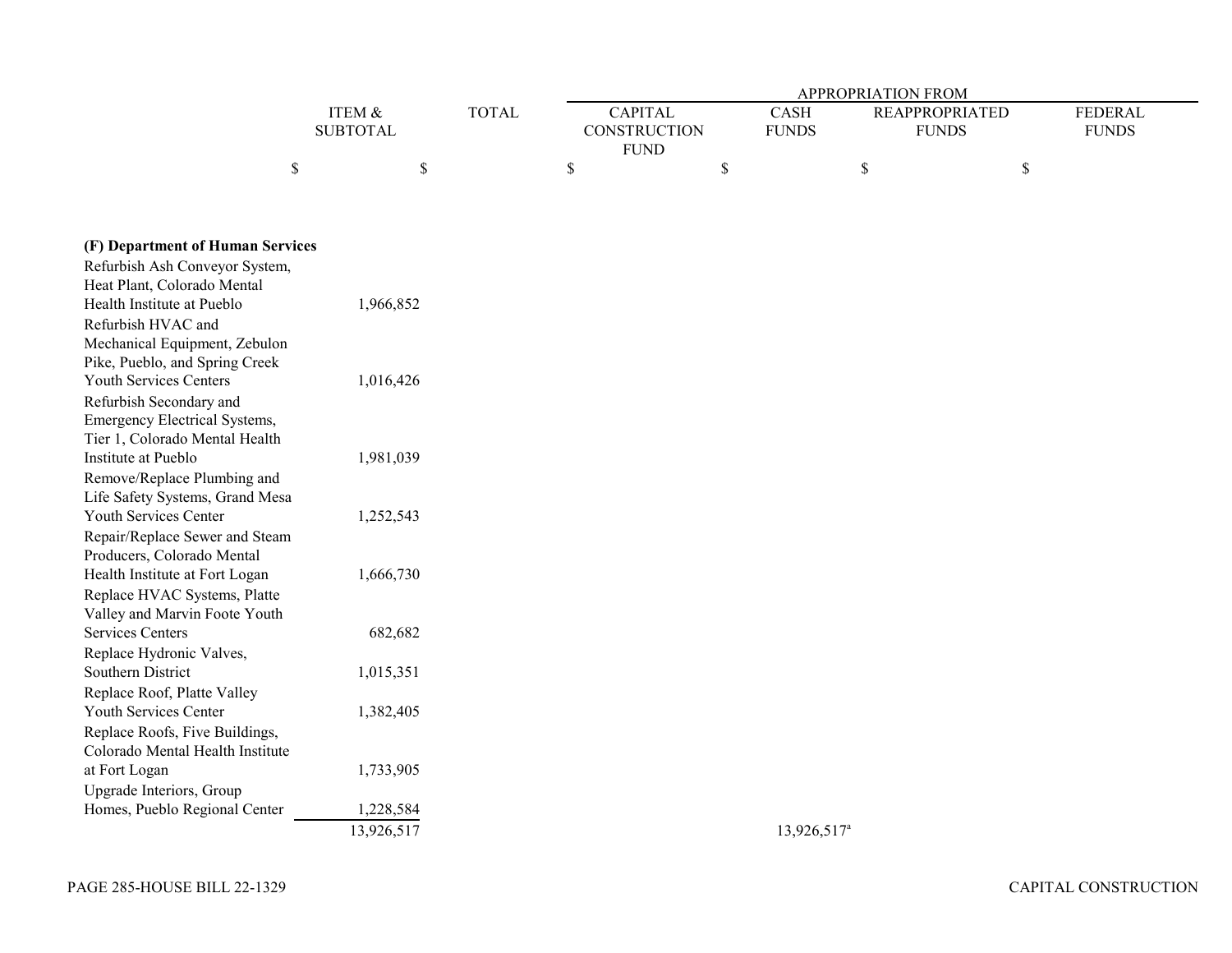| | ITEM & SUBTOTAL | TOTAL | APPROPRIATION FROM CAPITAL CONSTRUCTION FUND | CASH FUNDS | REAPPROPRIATED FUNDS | FEDERAL FUNDS |
|---|---|---|---|---|---|---|
| | $ | $ | $ | $ | $ | $ |
| **(F) Department of Human Services** | | | | | | |
| Refurbish Ash Conveyor System, Heat Plant, Colorado Mental Health Institute at Pueblo | 1,966,852 | | | | | |
| Refurbish HVAC and Mechanical Equipment, Zebulon Pike, Pueblo, and Spring Creek Youth Services Centers | 1,016,426 | | | | | |
| Refurbish Secondary and Emergency Electrical Systems, Tier 1, Colorado Mental Health Institute at Pueblo | 1,981,039 | | | | | |
| Remove/Replace Plumbing and Life Safety Systems, Grand Mesa Youth Services Center | 1,252,543 | | | | | |
| Repair/Replace Sewer and Steam Producers, Colorado Mental Health Institute at Fort Logan | 1,666,730 | | | | | |
| Replace HVAC Systems, Platte Valley and Marvin Foote Youth Services Centers | 682,682 | | | | | |
| Replace Hydronic Valves, Southern District | 1,015,351 | | | | | |
| Replace Roof, Platte Valley Youth Services Center | 1,382,405 | | | | | |
| Replace Roofs, Five Buildings, Colorado Mental Health Institute at Fort Logan | 1,733,905 | | | | | |
| Upgrade Interiors, Group Homes, Pueblo Regional Center | 1,228,584 | | | | | |
| | 13,926,517 | | | 13,926,517[a] | | |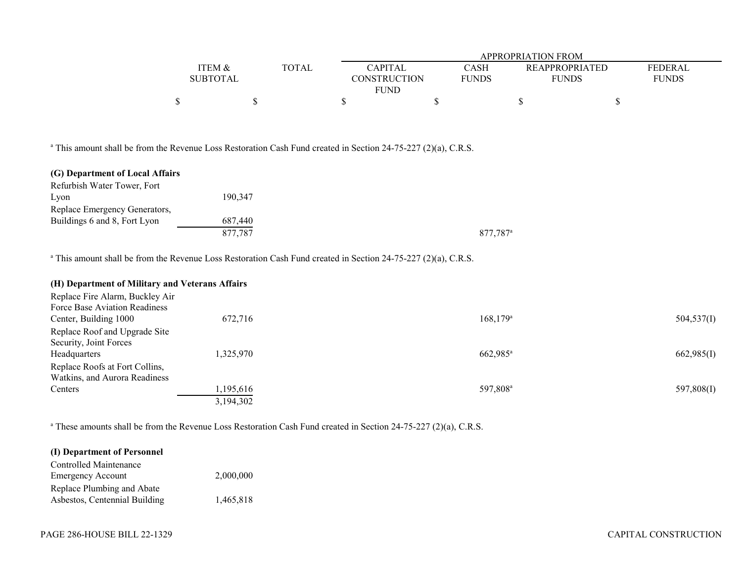| | ITEM & SUBTOTAL | TOTAL | APPROPRIATION FROM CAPITAL CONSTRUCTION FUND | CASH FUNDS | REAPPROPRIATED FUNDS | FEDERAL FUNDS |
|---|---|---|---|---|---|---|
| | $ | $ | $ | $ | $ | $ |

[a] This amount shall be from the Revenue Loss Restoration Cash Fund created in Section 24-75-227 (2)(a), C.R.S.

**(G) Department of Local Affairs**

| | ITEM & SUBTOTAL | TOTAL | CAPITAL CONSTRUCTION FUND | CASH FUNDS | REAPPROPRIATED FUNDS | FEDERAL FUNDS |
|---|---|---|---|---|---|---|
| Refurbish Water Tower, Fort Lyon | 190,347 | | | | | |
| Replace Emergency Generators, Buildings 6 and 8, Fort Lyon | 687,440 | | | | | |
| | 877,787 | | | 877,787[a] | | |

[a] This amount shall be from the Revenue Loss Restoration Cash Fund created in Section 24-75-227 (2)(a), C.R.S.

**(H) Department of Military and Veterans Affairs**

| | ITEM & SUBTOTAL | TOTAL | CAPITAL CONSTRUCTION FUND | CASH FUNDS | REAPPROPRIATED FUNDS | FEDERAL FUNDS |
|---|---|---|---|---|---|---|
| Replace Fire Alarm, Buckley Air Force Base Aviation Readiness Center, Building 1000 | 672,716 | | | 168,179[a] | | 504,537(I) |
| Replace Roof and Upgrade Site Security, Joint Forces Headquarters | 1,325,970 | | | 662,985[a] | | 662,985(I) |
| Replace Roofs at Fort Collins, Watkins, and Aurora Readiness Centers | 1,195,616 | | | 597,808[a] | | 597,808(I) |
| | 3,194,302 | | | | | |

[a] These amounts shall be from the Revenue Loss Restoration Cash Fund created in Section 24-75-227 (2)(a), C.R.S.

**(I) Department of Personnel**

| | ITEM & SUBTOTAL | TOTAL | CAPITAL CONSTRUCTION FUND | CASH FUNDS | REAPPROPRIATED FUNDS | FEDERAL FUNDS |
|---|---|---|---|---|---|---|
| Controlled Maintenance Emergency Account | 2,000,000 | | | | | |
| Replace Plumbing and Abate Asbestos, Centennial Building | 1,465,818 | | | | | |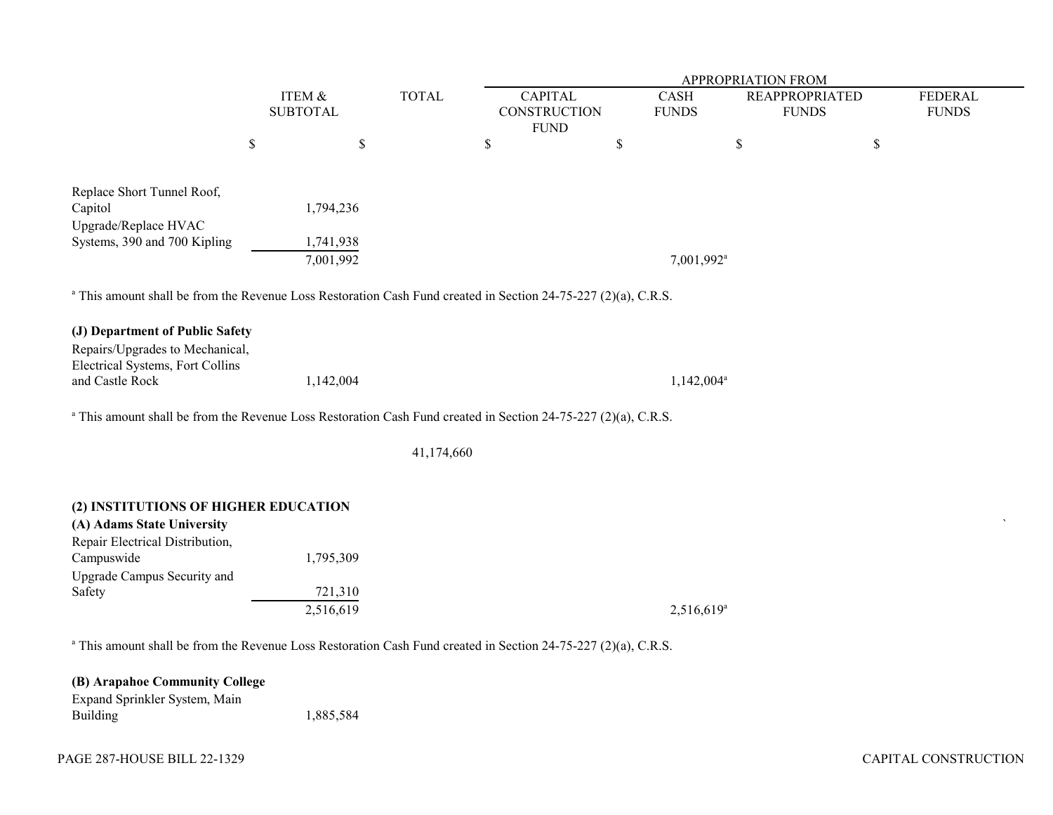| | ITEM & SUBTOTAL | TOTAL | APPROPRIATION FROM CAPITAL CONSTRUCTION FUND | CASH FUNDS | REAPPROPRIATED FUNDS | FEDERAL FUNDS |
|---|---|---|---|---|---|---|
| | $ | $ | $ | $ | $ | $ |
| Replace Short Tunnel Roof, Capitol | 1,794,236 | | | | | |
| Upgrade/Replace HVAC Systems, 390 and 700 Kipling | 1,741,938 | | | | | |
| | 7,001,992 | | | 7,001,992[a] | | |

[a] This amount shall be from the Revenue Loss Restoration Cash Fund created in Section 24-75-227 (2)(a), C.R.S.

**(J) Department of Public Safety**

| | ITEM & SUBTOTAL | TOTAL | CAPITAL CONSTRUCTION FUND | CASH FUNDS | REAPPROPRIATED FUNDS | FEDERAL FUNDS |
|---|---|---|---|---|---|---|
| Repairs/Upgrades to Mechanical, Electrical Systems, Fort Collins and Castle Rock | 1,142,004 | | | 1,142,004[a] | | |

[a] This amount shall be from the Revenue Loss Restoration Cash Fund created in Section 24-75-227 (2)(a), C.R.S.

| | ITEM & SUBTOTAL | TOTAL | CAPITAL CONSTRUCTION FUND | CASH FUNDS | REAPPROPRIATED FUNDS | FEDERAL FUNDS |
|---|---|---|---|---|---|---|
| | | 41,174,660 | | | | |

**(2) INSTITUTIONS OF HIGHER EDUCATION**

**(A) Adams State University**

| | ITEM & SUBTOTAL | TOTAL | CAPITAL CONSTRUCTION FUND | CASH FUNDS | REAPPROPRIATED FUNDS | FEDERAL FUNDS |
|---|---|---|---|---|---|---|
| Repair Electrical Distribution, Campuswide | 1,795,309 | | | | | |
| Upgrade Campus Security and Safety | 721,310 | | | | | |
| | 2,516,619 | | | 2,516,619[a] | | |

[a] This amount shall be from the Revenue Loss Restoration Cash Fund created in Section 24-75-227 (2)(a), C.R.S.

**(B) Arapahoe Community College**

| | ITEM & SUBTOTAL | TOTAL | CAPITAL CONSTRUCTION FUND | CASH FUNDS | REAPPROPRIATED FUNDS | FEDERAL FUNDS |
|---|---|---|---|---|---|---|
| Expand Sprinkler System, Main Building | 1,885,584 | | | | | |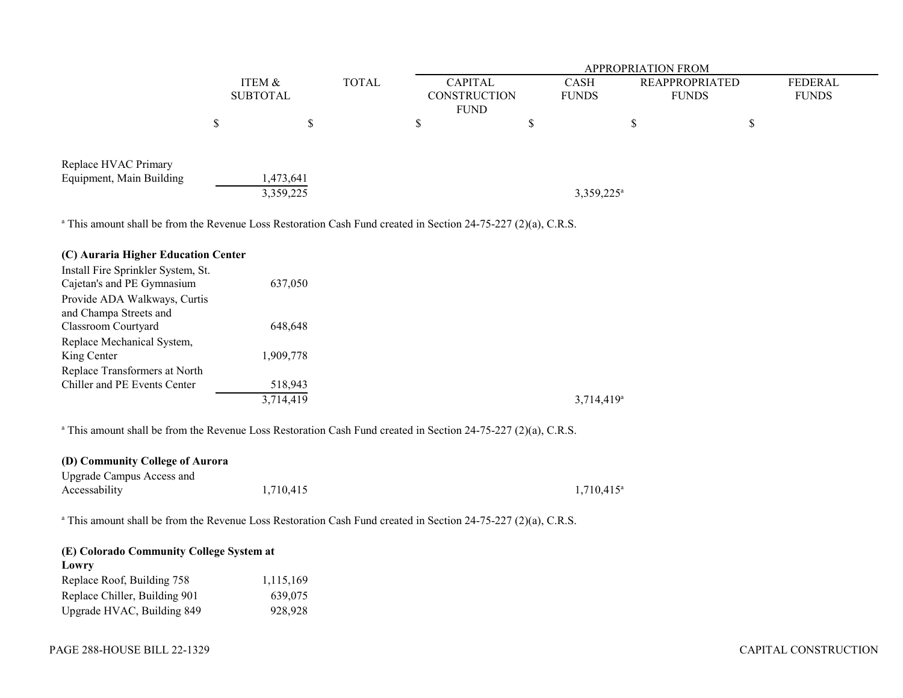| | ITEM & SUBTOTAL | TOTAL | APPROPRIATION FROM CAPITAL CONSTRUCTION FUND | CASH FUNDS | REAPPROPRIATED FUNDS | FEDERAL FUNDS |
|---|---|---|---|---|---|---|
| | $ | $ | $ | $ | $ | $ |
| Replace HVAC Primary Equipment, Main Building | 1,473,641 | | | | | |
| | 3,359,225 | | | 3,359,225[a] | | |

[a] This amount shall be from the Revenue Loss Restoration Cash Fund created in Section 24-75-227 (2)(a), C.R.S.

| | ITEM & SUBTOTAL | TOTAL | CAPITAL CONSTRUCTION FUND | CASH FUNDS | REAPPROPRIATED FUNDS | FEDERAL FUNDS |
|---|---|---|---|---|---|---|
| **(C) Auraria Higher Education Center** | | | | | | |
| Install Fire Sprinkler System, St. Cajetan's and PE Gymnasium | 637,050 | | | | | |
| Provide ADA Walkways, Curtis and Champa Streets and Classroom Courtyard | 648,648 | | | | | |
| Replace Mechanical System, King Center | 1,909,778 | | | | | |
| Replace Transformers at North Chiller and PE Events Center | 518,943 | | | | | |
| | 3,714,419 | | | 3,714,419[a] | | |

[a] This amount shall be from the Revenue Loss Restoration Cash Fund created in Section 24-75-227 (2)(a), C.R.S.

| | ITEM & SUBTOTAL | TOTAL | CAPITAL CONSTRUCTION FUND | CASH FUNDS | REAPPROPRIATED FUNDS | FEDERAL FUNDS |
|---|---|---|---|---|---|---|
| **(D) Community College of Aurora** | | | | | | |
| Upgrade Campus Access and Accessability | 1,710,415 | | | 1,710,415[a] | | |

[a] This amount shall be from the Revenue Loss Restoration Cash Fund created in Section 24-75-227 (2)(a), C.R.S.

| | ITEM & SUBTOTAL | TOTAL | CAPITAL CONSTRUCTION FUND | CASH FUNDS | REAPPROPRIATED FUNDS | FEDERAL FUNDS |
|---|---|---|---|---|---|---|
| **(E) Colorado Community College System at Lowry** | | | | | | |
| Replace Roof, Building 758 | 1,115,169 | | | | | |
| Replace Chiller, Building 901 | 639,075 | | | | | |
| Upgrade HVAC, Building 849 | 928,928 | | | | | |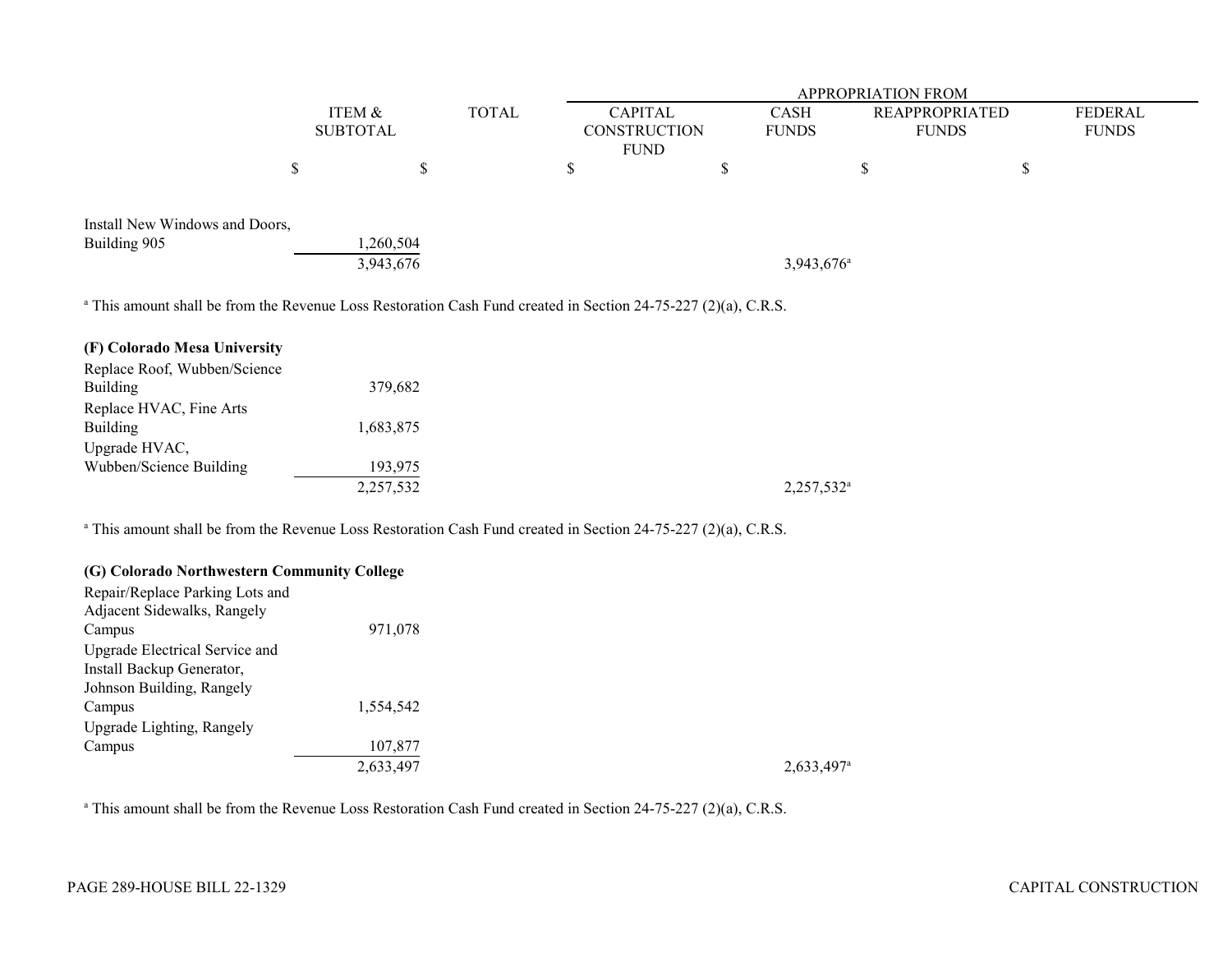| | ITEM & SUBTOTAL | TOTAL | APPROPRIATION FROM CAPITAL CONSTRUCTION FUND | CASH FUNDS | REAPPROPRIATED FUNDS | FEDERAL FUNDS |
|---|---|---|---|---|---|---|
| | $ | $ | $ | $ | $ | $ |
| Install New Windows and Doors, Building 905 | 1,260,504 | | | | | |
| | 3,943,676 | | | 3,943,676[a] | | |

[a] This amount shall be from the Revenue Loss Restoration Cash Fund created in Section 24-75-227 (2)(a), C.R.S.

**(F) Colorado Mesa University**

| | ITEM & SUBTOTAL | TOTAL | CAPITAL CONSTRUCTION FUND | CASH FUNDS | REAPPROPRIATED FUNDS | FEDERAL FUNDS |
|---|---|---|---|---|---|---|
| Replace Roof, Wubben/Science Building | 379,682 | | | | | |
| Replace HVAC, Fine Arts Building | 1,683,875 | | | | | |
| Upgrade HVAC, Wubben/Science Building | 193,975 | | | | | |
| | 2,257,532 | | | 2,257,532[a] | | |

[a] This amount shall be from the Revenue Loss Restoration Cash Fund created in Section 24-75-227 (2)(a), C.R.S.

**(G) Colorado Northwestern Community College**

| | ITEM & SUBTOTAL | TOTAL | CAPITAL CONSTRUCTION FUND | CASH FUNDS | REAPPROPRIATED FUNDS | FEDERAL FUNDS |
|---|---|---|---|---|---|---|
| Repair/Replace Parking Lots and Adjacent Sidewalks, Rangely Campus | 971,078 | | | | | |
| Upgrade Electrical Service and Install Backup Generator, Johnson Building, Rangely Campus | 1,554,542 | | | | | |
| Upgrade Lighting, Rangely Campus | 107,877 | | | | | |
| | 2,633,497 | | | 2,633,497[a] | | |

[a] This amount shall be from the Revenue Loss Restoration Cash Fund created in Section 24-75-227 (2)(a), C.R.S.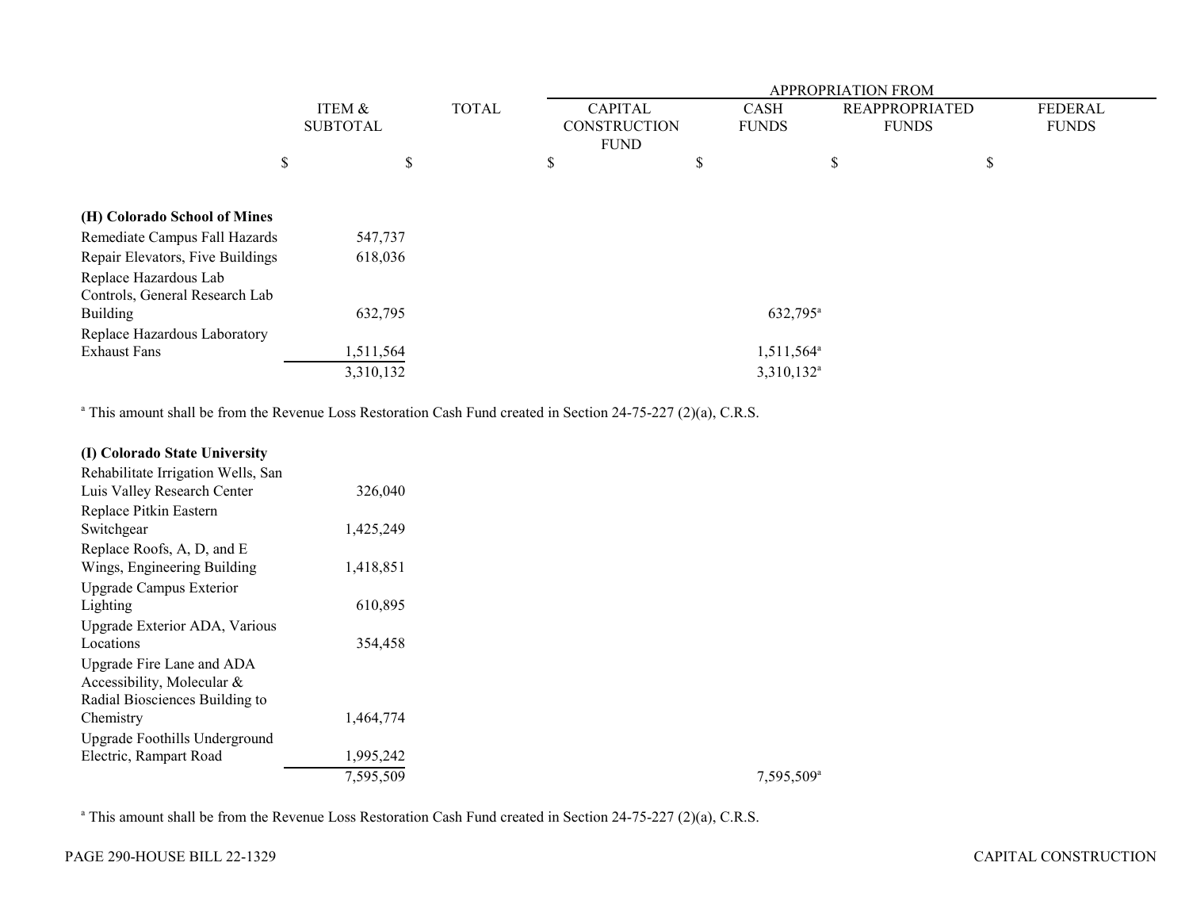| | ITEM & SUBTOTAL | TOTAL | APPROPRIATION FROM CAPITAL CONSTRUCTION FUND | CASH FUNDS | REAPPROPRIATED FUNDS | FEDERAL FUNDS |
|---|---|---|---|---|---|---|
| | $ | $ | $ | $ | $ | $ |
| **(H) Colorado School of Mines** | | | | | | |
| Remediate Campus Fall Hazards | 547,737 | | | | | |
| Repair Elevators, Five Buildings | 618,036 | | | | | |
| Replace Hazardous Lab Controls, General Research Lab Building | 632,795 | | | 632,795[a] | | |
| Replace Hazardous Laboratory Exhaust Fans | 1,511,564 | | | 1,511,564[a] | | |
| | 3,310,132 | | | 3,310,132[a] | | |

[a] This amount shall be from the Revenue Loss Restoration Cash Fund created in Section 24-75-227 (2)(a), C.R.S.

| | ITEM & SUBTOTAL | TOTAL | CAPITAL CONSTRUCTION FUND | CASH FUNDS | REAPPROPRIATED FUNDS | FEDERAL FUNDS |
|---|---|---|---|---|---|---|
| **(I) Colorado State University** | | | | | | |
| Rehabilitate Irrigation Wells, San Luis Valley Research Center | 326,040 | | | | | |
| Replace Pitkin Eastern Switchgear | 1,425,249 | | | | | |
| Replace Roofs, A, D, and E Wings, Engineering Building | 1,418,851 | | | | | |
| Upgrade Campus Exterior Lighting | 610,895 | | | | | |
| Upgrade Exterior ADA, Various Locations | 354,458 | | | | | |
| Upgrade Fire Lane and ADA Accessibility, Molecular & Radial Biosciences Building to Chemistry | 1,464,774 | | | | | |
| Upgrade Foothills Underground Electric, Rampart Road | 1,995,242 | | | | | |
| | 7,595,509 | | | 7,595,509[a] | | |

[a] This amount shall be from the Revenue Loss Restoration Cash Fund created in Section 24-75-227 (2)(a), C.R.S.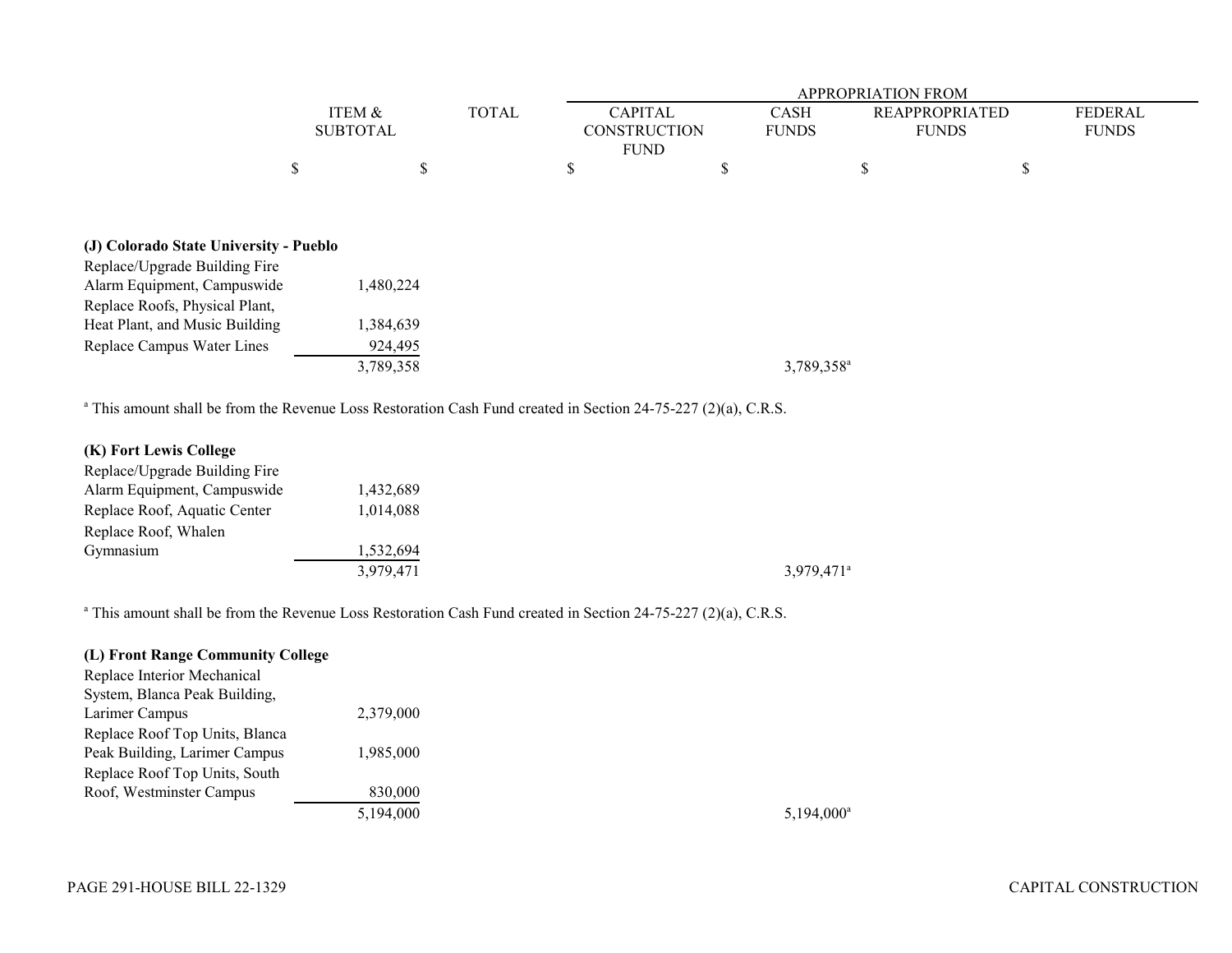| | ITEM & SUBTOTAL | TOTAL | APPROPRIATION FROM CAPITAL CONSTRUCTION FUND | CASH FUNDS | REAPPROPRIATED FUNDS | FEDERAL FUNDS |
|---|---|---|---|---|---|---|
| | $ | $ | $ | $ | $ | $ |
| **(J) Colorado State University - Pueblo** | | | | | | |
| Replace/Upgrade Building Fire Alarm Equipment, Campuswide | 1,480,224 | | | | | |
| Replace Roofs, Physical Plant, Heat Plant, and Music Building | 1,384,639 | | | | | |
| Replace Campus Water Lines | 924,495 | | | | | |
| | 3,789,358 | | | 3,789,358[a] | | |

[a] This amount shall be from the Revenue Loss Restoration Cash Fund created in Section 24-75-227 (2)(a), C.R.S.

| | ITEM & SUBTOTAL | TOTAL | CAPITAL CONSTRUCTION FUND | CASH FUNDS | REAPPROPRIATED FUNDS | FEDERAL FUNDS |
|---|---|---|---|---|---|---|
| **(K) Fort Lewis College** | | | | | | |
| Replace/Upgrade Building Fire Alarm Equipment, Campuswide | 1,432,689 | | | | | |
| Replace Roof, Aquatic Center | 1,014,088 | | | | | |
| Replace Roof, Whalen Gymnasium | 1,532,694 | | | | | |
| | 3,979,471 | | | 3,979,471[a] | | |

[a] This amount shall be from the Revenue Loss Restoration Cash Fund created in Section 24-75-227 (2)(a), C.R.S.

| | ITEM & SUBTOTAL | TOTAL | CAPITAL CONSTRUCTION FUND | CASH FUNDS | REAPPROPRIATED FUNDS | FEDERAL FUNDS |
|---|---|---|---|---|---|---|
| **(L) Front Range Community College** | | | | | | |
| Replace Interior Mechanical System, Blanca Peak Building, Larimer Campus | 2,379,000 | | | | | |
| Replace Roof Top Units, Blanca Peak Building, Larimer Campus | 1,985,000 | | | | | |
| Replace Roof Top Units, South Roof, Westminster Campus | 830,000 | | | | | |
| | 5,194,000 | | | 5,194,000[a] | | |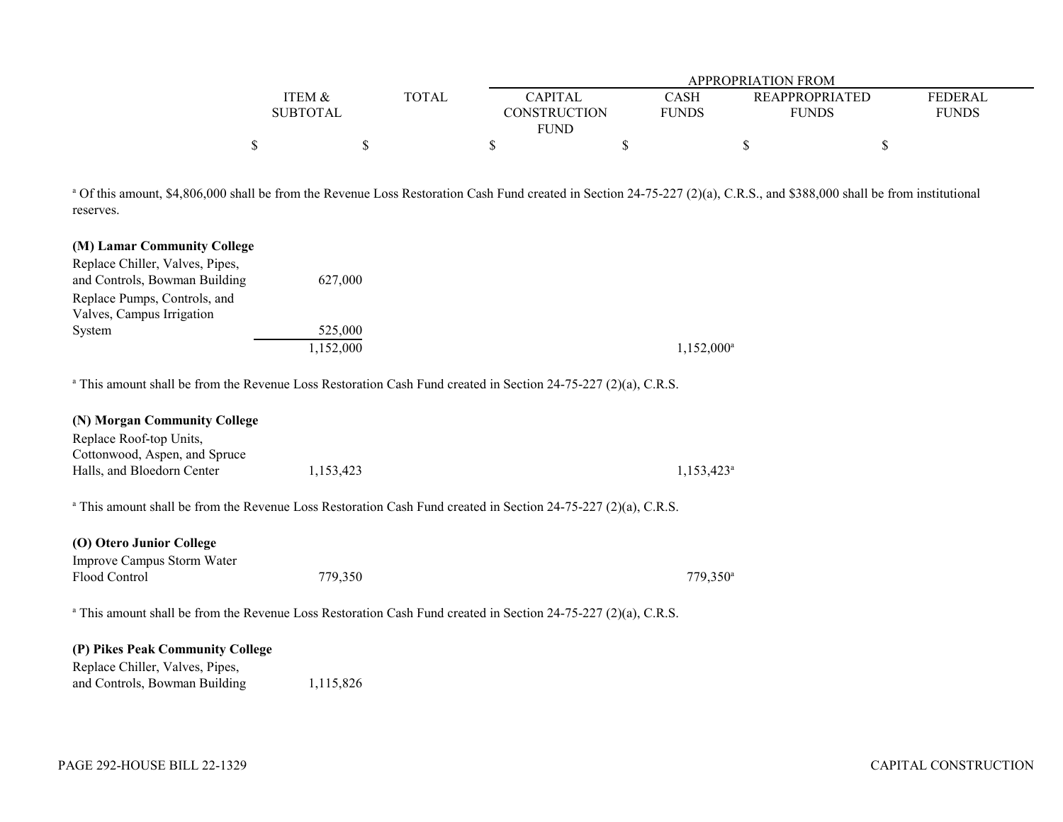| | ITEM & SUBTOTAL | TOTAL | APPROPRIATION FROM CAPITAL CONSTRUCTION FUND | CASH FUNDS | REAPPROPRIATED FUNDS | FEDERAL FUNDS |
|---|---|---|---|---|---|---|
| | $ | $ | $ | $ | $ | $ |

[a] Of this amount, $4,806,000 shall be from the Revenue Loss Restoration Cash Fund created in Section 24-75-227 (2)(a), C.R.S., and $388,000 shall be from institutional reserves.

| | ITEM & SUBTOTAL | TOTAL | CAPITAL CONSTRUCTION FUND | CASH FUNDS | REAPPROPRIATED FUNDS | FEDERAL FUNDS |
|---|---|---|---|---|---|---|
| **(M) Lamar Community College** | | | | | | |
| Replace Chiller, Valves, Pipes, and Controls, Bowman Building | 627,000 | | | | | |
| Replace Pumps, Controls, and Valves, Campus Irrigation System | 525,000 | | | | | |
| | 1,152,000 | | | 1,152,000[a] | | |

[a] This amount shall be from the Revenue Loss Restoration Cash Fund created in Section 24-75-227 (2)(a), C.R.S.

| | ITEM & SUBTOTAL | TOTAL | CAPITAL CONSTRUCTION FUND | CASH FUNDS | REAPPROPRIATED FUNDS | FEDERAL FUNDS |
|---|---|---|---|---|---|---|
| **(N) Morgan Community College** | | | | | | |
| Replace Roof-top Units, Cottonwood, Aspen, and Spruce Halls, and Bloedorn Center | 1,153,423 | | | 1,153,423[a] | | |

[a] This amount shall be from the Revenue Loss Restoration Cash Fund created in Section 24-75-227 (2)(a), C.R.S.

| | ITEM & SUBTOTAL | TOTAL | CAPITAL CONSTRUCTION FUND | CASH FUNDS | REAPPROPRIATED FUNDS | FEDERAL FUNDS |
|---|---|---|---|---|---|---|
| **(O) Otero Junior College** | | | | | | |
| Improve Campus Storm Water Flood Control | 779,350 | | | 779,350[a] | | |

[a] This amount shall be from the Revenue Loss Restoration Cash Fund created in Section 24-75-227 (2)(a), C.R.S.

| | ITEM & SUBTOTAL | TOTAL | CAPITAL CONSTRUCTION FUND | CASH FUNDS | REAPPROPRIATED FUNDS | FEDERAL FUNDS |
|---|---|---|---|---|---|---|
| **(P) Pikes Peak Community College** | | | | | | |
| Replace Chiller, Valves, Pipes, and Controls, Bowman Building | 1,115,826 | | | | | |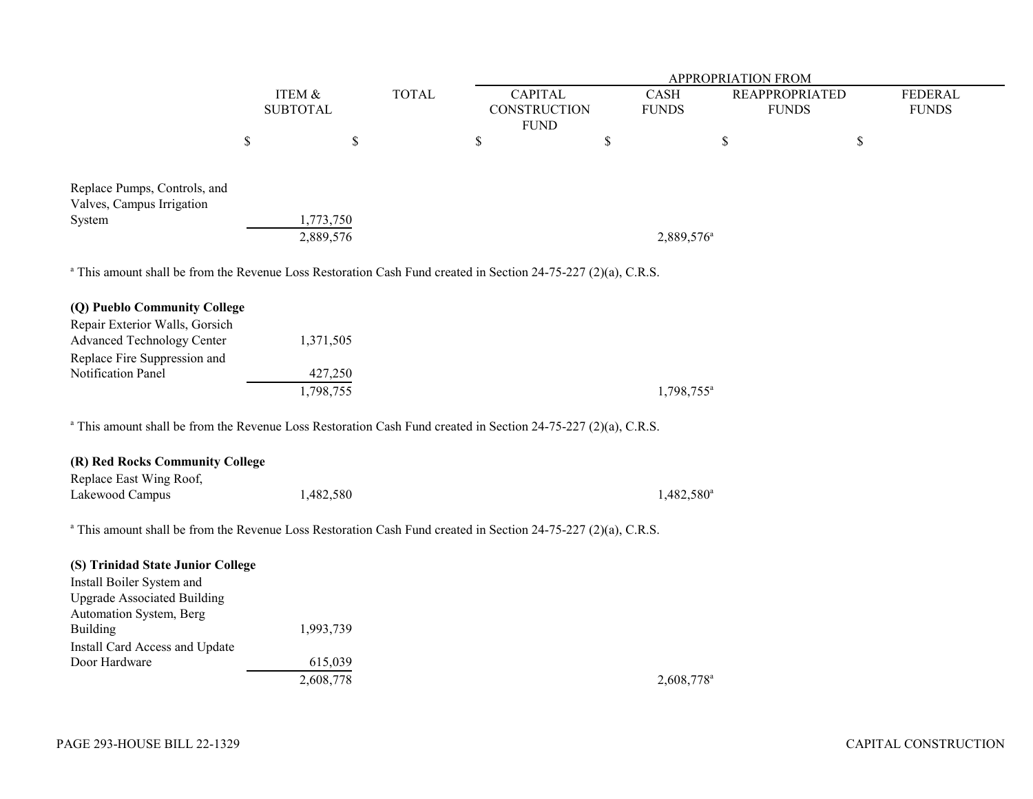| | ITEM & SUBTOTAL | TOTAL | APPROPRIATION FROM CAPITAL CONSTRUCTION FUND | CASH FUNDS | REAPPROPRIATED FUNDS | FEDERAL FUNDS |
|---|---|---|---|---|---|---|
| | $ | $ | $ | $ | $ | $ |
| Replace Pumps, Controls, and Valves, Campus Irrigation System | 1,773,750 | | | | | |
| | 2,889,576 | | | 2,889,576[a] | | |

[a] This amount shall be from the Revenue Loss Restoration Cash Fund created in Section 24-75-227 (2)(a), C.R.S.

**(Q) Pueblo Community College**

| | ITEM & SUBTOTAL | TOTAL | CAPITAL CONSTRUCTION FUND | CASH FUNDS | REAPPROPRIATED FUNDS | FEDERAL FUNDS |
|---|---|---|---|---|---|---|
| Repair Exterior Walls, Gorsich Advanced Technology Center | 1,371,505 | | | | | |
| Replace Fire Suppression and Notification Panel | 427,250 | | | | | |
| | 1,798,755 | | | 1,798,755[a] | | |

[a] This amount shall be from the Revenue Loss Restoration Cash Fund created in Section 24-75-227 (2)(a), C.R.S.

**(R) Red Rocks Community College**

| | ITEM & SUBTOTAL | TOTAL | CAPITAL CONSTRUCTION FUND | CASH FUNDS | REAPPROPRIATED FUNDS | FEDERAL FUNDS |
|---|---|---|---|---|---|---|
| Replace East Wing Roof, Lakewood Campus | 1,482,580 | | | 1,482,580[a] | | |

[a] This amount shall be from the Revenue Loss Restoration Cash Fund created in Section 24-75-227 (2)(a), C.R.S.

**(S) Trinidad State Junior College**

| | ITEM & SUBTOTAL | TOTAL | CAPITAL CONSTRUCTION FUND | CASH FUNDS | REAPPROPRIATED FUNDS | FEDERAL FUNDS |
|---|---|---|---|---|---|---|
| Install Boiler System and Upgrade Associated Building Automation System, Berg Building | 1,993,739 | | | | | |
| Install Card Access and Update Door Hardware | 615,039 | | | | | |
| | 2,608,778 | | | 2,608,778[a] | | |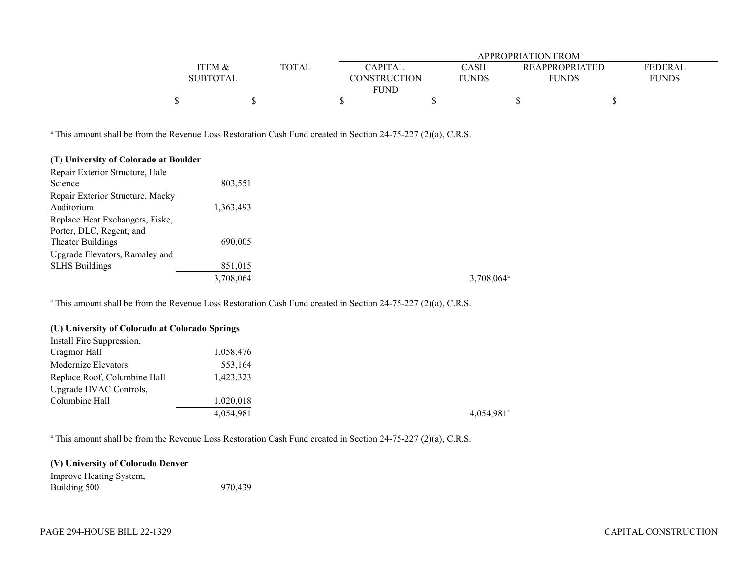| | ITEM & SUBTOTAL | TOTAL | APPROPRIATION FROM CAPITAL CONSTRUCTION FUND | CASH FUNDS | REAPPROPRIATED FUNDS | FEDERAL FUNDS |
|---|---|---|---|---|---|---|
| | $ | $ | $ | $ | $ | $ |

[a] This amount shall be from the Revenue Loss Restoration Cash Fund created in Section 24-75-227 (2)(a), C.R.S.

**(T) University of Colorado at Boulder**

| | ITEM & SUBTOTAL | TOTAL | CAPITAL CONSTRUCTION FUND | CASH FUNDS | REAPPROPRIATED FUNDS | FEDERAL FUNDS |
|---|---|---|---|---|---|---|
| Repair Exterior Structure, Hale Science | 803,551 | | | | | |
| Repair Exterior Structure, Macky Auditorium | 1,363,493 | | | | | |
| Replace Heat Exchangers, Fiske, Porter, DLC, Regent, and Theater Buildings | 690,005 | | | | | |
| Upgrade Elevators, Ramaley and SLHS Buildings | 851,015 | | | | | |
| | 3,708,064 | | | 3,708,064[a] | | |

[a] This amount shall be from the Revenue Loss Restoration Cash Fund created in Section 24-75-227 (2)(a), C.R.S.

**(U) University of Colorado at Colorado Springs**

| | ITEM & SUBTOTAL | TOTAL | CAPITAL CONSTRUCTION FUND | CASH FUNDS | REAPPROPRIATED FUNDS | FEDERAL FUNDS |
|---|---|---|---|---|---|---|
| Install Fire Suppression, Cragmor Hall | 1,058,476 | | | | | |
| Modernize Elevators | 553,164 | | | | | |
| Replace Roof, Columbine Hall | 1,423,323 | | | | | |
| Upgrade HVAC Controls, Columbine Hall | 1,020,018 | | | | | |
| | 4,054,981 | | | 4,054,981[a] | | |

[a] This amount shall be from the Revenue Loss Restoration Cash Fund created in Section 24-75-227 (2)(a), C.R.S.

**(V) University of Colorado Denver**

| | ITEM & SUBTOTAL | TOTAL | CAPITAL CONSTRUCTION FUND | CASH FUNDS | REAPPROPRIATED FUNDS | FEDERAL FUNDS |
|---|---|---|---|---|---|---|
| Improve Heating System, Building 500 | 970,439 | | | | | |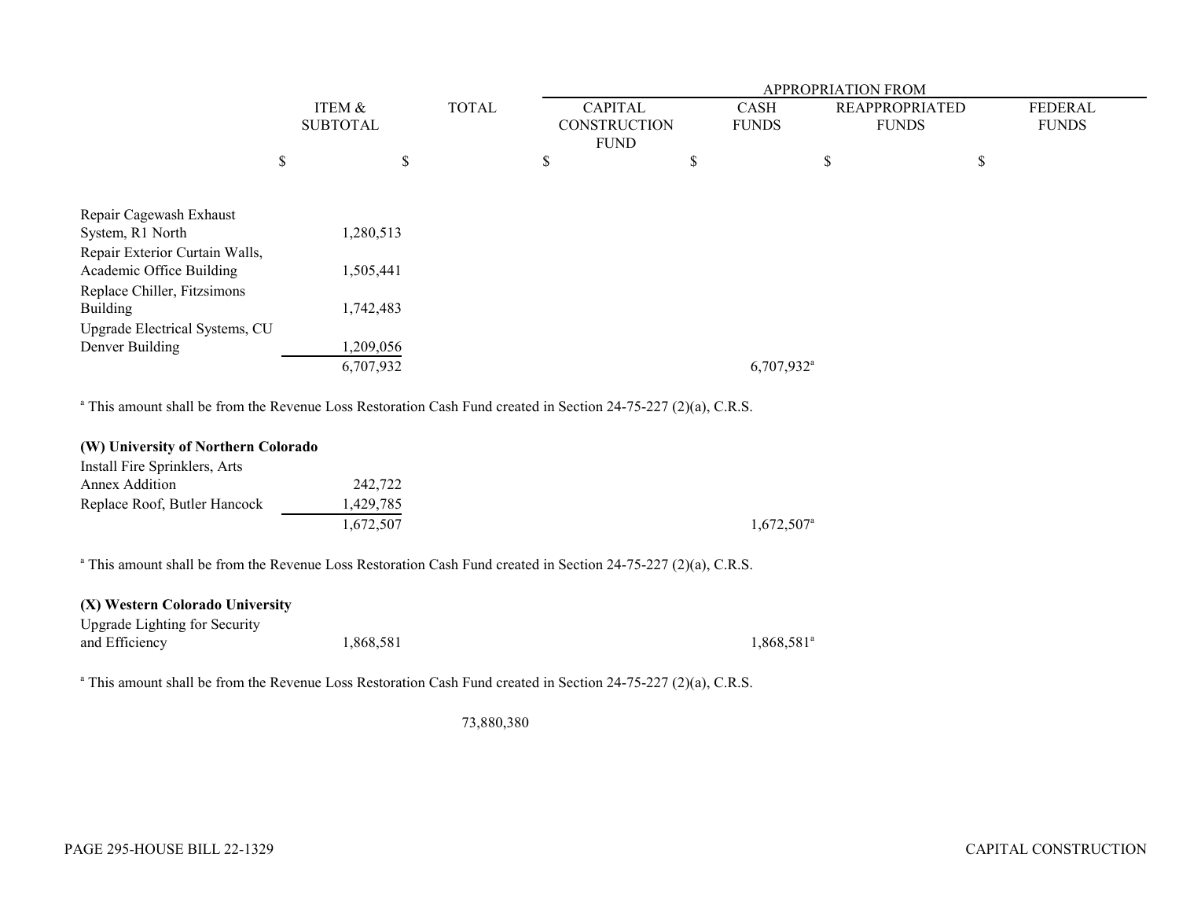| | ITEM & SUBTOTAL | TOTAL | APPROPRIATION FROM CAPITAL CONSTRUCTION FUND | CASH FUNDS | REAPPROPRIATED FUNDS | FEDERAL FUNDS |
|---|---|---|---|---|---|---|
| | $ | $ | $ | $ | $ | $ |
| Repair Cagewash Exhaust System, R1 North | 1,280,513 | | | | | |
| Repair Exterior Curtain Walls, Academic Office Building | 1,505,441 | | | | | |
| Replace Chiller, Fitzsimons Building | 1,742,483 | | | | | |
| Upgrade Electrical Systems, CU Denver Building | 1,209,056 | | | | | |
| | 6,707,932 | | | 6,707,932[a] | | |

[a] This amount shall be from the Revenue Loss Restoration Cash Fund created in Section 24-75-227 (2)(a), C.R.S.

| | ITEM & SUBTOTAL | TOTAL | CAPITAL CONSTRUCTION FUND | CASH FUNDS | REAPPROPRIATED FUNDS | FEDERAL FUNDS |
|---|---|---|---|---|---|---|
| **(W) University of Northern Colorado** | | | | | | |
| Install Fire Sprinklers, Arts Annex Addition | 242,722 | | | | | |
| Replace Roof, Butler Hancock | 1,429,785 | | | | | |
| | 1,672,507 | | | 1,672,507[a] | | |

[a] This amount shall be from the Revenue Loss Restoration Cash Fund created in Section 24-75-227 (2)(a), C.R.S.

| | ITEM & SUBTOTAL | TOTAL | CAPITAL CONSTRUCTION FUND | CASH FUNDS | REAPPROPRIATED FUNDS | FEDERAL FUNDS |
|---|---|---|---|---|---|---|
| **(X) Western Colorado University** | | | | | | |
| Upgrade Lighting for Security and Efficiency | 1,868,581 | | | 1,868,581[a] | | |

[a] This amount shall be from the Revenue Loss Restoration Cash Fund created in Section 24-75-227 (2)(a), C.R.S.

| | ITEM & SUBTOTAL | TOTAL | CAPITAL CONSTRUCTION FUND | CASH FUNDS | REAPPROPRIATED FUNDS | FEDERAL FUNDS |
|---|---|---|---|---|---|---|
| | | 73,880,380 | | | | |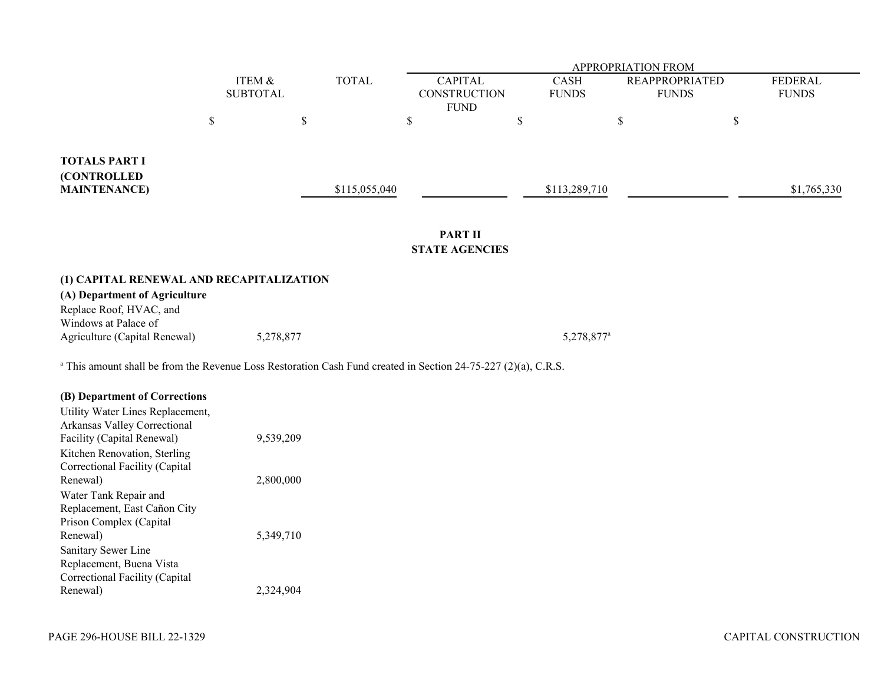| | ITEM & SUBTOTAL | TOTAL | APPROPRIATION FROM CAPITAL CONSTRUCTION FUND | CASH FUNDS | REAPPROPRIATED FUNDS | FEDERAL FUNDS |
|---|---|---|---|---|---|---|
| | $ | $ | $ | $ | $ | $ |
| **TOTALS PART I (CONTROLLED MAINTENANCE)** | | $115,055,040 | | $113,289,710 | | $1,765,330 |

## PART II
## STATE AGENCIES

### (1) CAPITAL RENEWAL AND RECAPITALIZATION

#### (A) Department of Agriculture

| | ITEM & SUBTOTAL | TOTAL | CAPITAL CONSTRUCTION FUND | CASH FUNDS | REAPPROPRIATED FUNDS | FEDERAL FUNDS |
|---|---|---|---|---|---|---|
| Replace Roof, HVAC, and Windows at Palace of Agriculture (Capital Renewal) | 5,278,877 | | | 5,278,877[a] | | |

[a] This amount shall be from the Revenue Loss Restoration Cash Fund created in Section 24-75-227 (2)(a), C.R.S.

#### (B) Department of Corrections

| | ITEM & SUBTOTAL | TOTAL | CAPITAL CONSTRUCTION FUND | CASH FUNDS | REAPPROPRIATED FUNDS | FEDERAL FUNDS |
|---|---|---|---|---|---|---|
| Utility Water Lines Replacement, Arkansas Valley Correctional Facility (Capital Renewal) | 9,539,209 | | | | | |
| Kitchen Renovation, Sterling Correctional Facility (Capital Renewal) | 2,800,000 | | | | | |
| Water Tank Repair and Replacement, East Cañon City Prison Complex (Capital Renewal) | 5,349,710 | | | | | |
| Sanitary Sewer Line Replacement, Buena Vista Correctional Facility (Capital Renewal) | 2,324,904 | | | | | |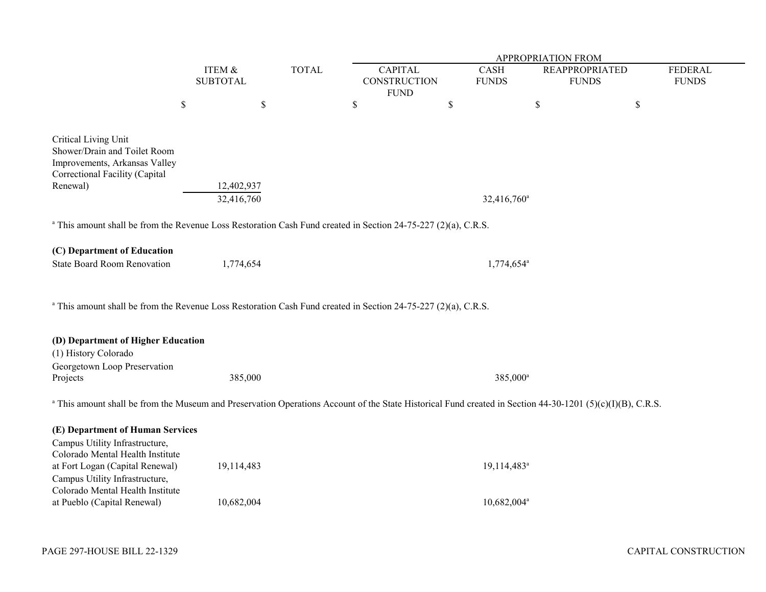| | ITEM & SUBTOTAL | TOTAL | APPROPRIATION FROM CAPITAL CONSTRUCTION FUND | CASH FUNDS | REAPPROPRIATED FUNDS | FEDERAL FUNDS |
|---|---|---|---|---|---|---|
| | $ | $ | $ | $ | $ | $ |
| Critical Living Unit Shower/Drain and Toilet Room Improvements, Arkansas Valley Correctional Facility (Capital Renewal) | 12,402,937 | | | | | |
| | 32,416,760 | | | 32,416,760[a] | | |

[a] This amount shall be from the Revenue Loss Restoration Cash Fund created in Section 24-75-227 (2)(a), C.R.S.

**(C) Department of Education**

| | | | | | | |
|---|---|---|---|---|---|---|
| State Board Room Renovation | 1,774,654 | | | 1,774,654[a] | | |

[a] This amount shall be from the Revenue Loss Restoration Cash Fund created in Section 24-75-227 (2)(a), C.R.S.

**(D) Department of Higher Education**

(1) History Colorado

| | | | | | | |
|---|---|---|---|---|---|---|
| Georgetown Loop Preservation Projects | 385,000 | | | 385,000[a] | | |

[a] This amount shall be from the Museum and Preservation Operations Account of the State Historical Fund created in Section 44-30-1201 (5)(c)(I)(B), C.R.S.

**(E) Department of Human Services**

| | | | | | | |
|---|---|---|---|---|---|---|
| Campus Utility Infrastructure, Colorado Mental Health Institute at Fort Logan (Capital Renewal) | 19,114,483 | | | 19,114,483[a] | | |
| Campus Utility Infrastructure, Colorado Mental Health Institute at Pueblo (Capital Renewal) | 10,682,004 | | | 10,682,004[a] | | |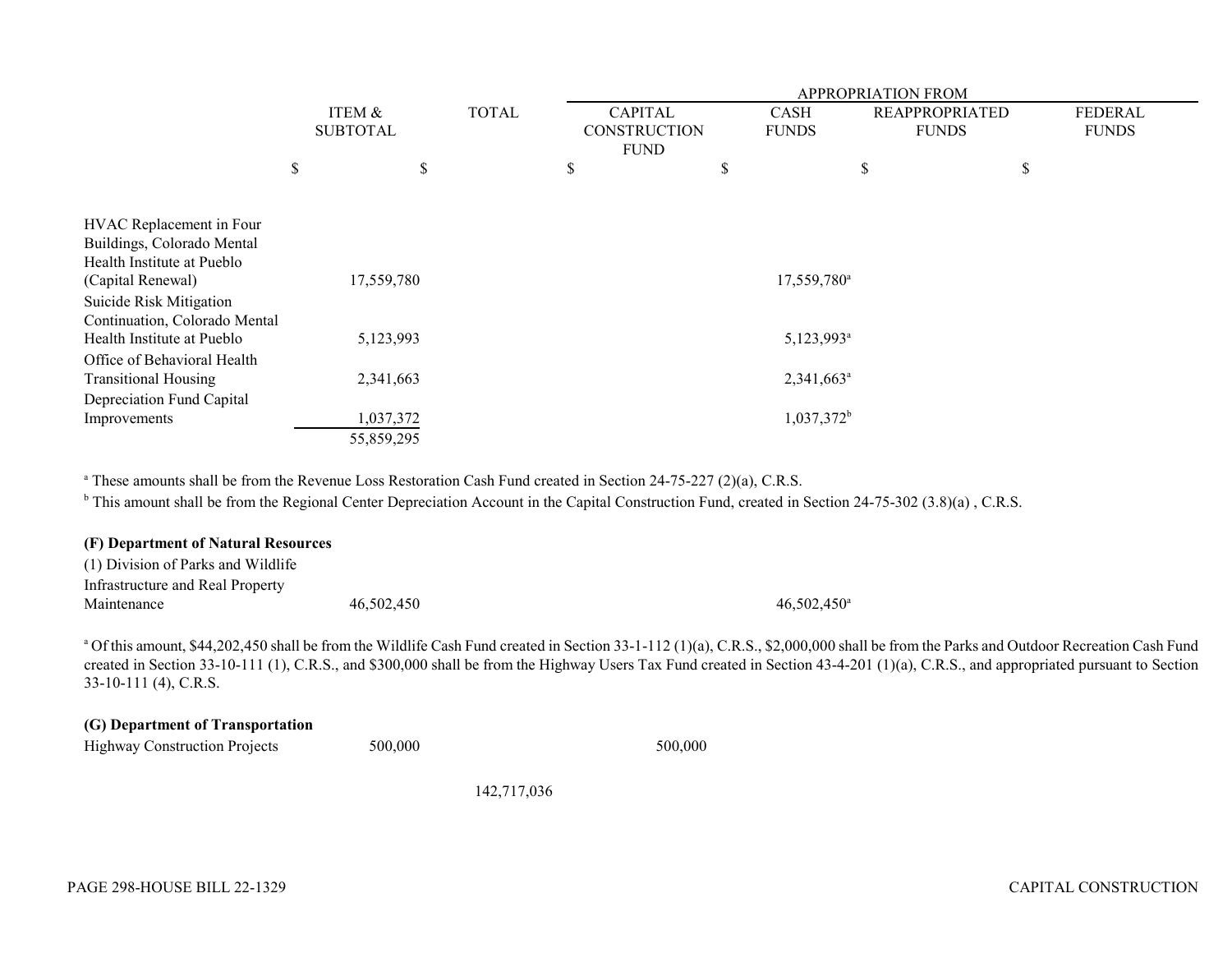| | ITEM & SUBTOTAL | TOTAL | APPROPRIATION FROM CAPITAL CONSTRUCTION FUND | CASH FUNDS | REAPPROPRIATED FUNDS | FEDERAL FUNDS |
|---|---|---|---|---|---|---|
| | $ | $ | $ | $ | $ | $ |
| HVAC Replacement in Four Buildings, Colorado Mental Health Institute at Pueblo (Capital Renewal) | 17,559,780 | | | 17,559,780[a] | | |
| Suicide Risk Mitigation Continuation, Colorado Mental Health Institute at Pueblo | 5,123,993 | | | 5,123,993[a] | | |
| Office of Behavioral Health Transitional Housing | 2,341,663 | | | 2,341,663[a] | | |
| Depreciation Fund Capital Improvements | 1,037,372 | | | 1,037,372[b] | | |
| | 55,859,295 | | | | | |

[a] These amounts shall be from the Revenue Loss Restoration Cash Fund created in Section 24-75-227 (2)(a), C.R.S.

[b] This amount shall be from the Regional Center Depreciation Account in the Capital Construction Fund, created in Section 24-75-302 (3.8)(a) , C.R.S.

**(F) Department of Natural Resources**

| | ITEM & SUBTOTAL | TOTAL | CAPITAL CONSTRUCTION FUND | CASH FUNDS | REAPPROPRIATED FUNDS | FEDERAL FUNDS |
|---|---|---|---|---|---|---|
| (1) Division of Parks and Wildlife Infrastructure and Real Property Maintenance | 46,502,450 | | | 46,502,450[a] | | |

[a] Of this amount, $44,202,450 shall be from the Wildlife Cash Fund created in Section 33-1-112 (1)(a), C.R.S., $2,000,000 shall be from the Parks and Outdoor Recreation Cash Fund created in Section 33-10-111 (1), C.R.S., and $300,000 shall be from the Highway Users Tax Fund created in Section 43-4-201 (1)(a), C.R.S., and appropriated pursuant to Section 33-10-111 (4), C.R.S.

**(G) Department of Transportation**

| | ITEM & SUBTOTAL | TOTAL | CAPITAL CONSTRUCTION FUND | CASH FUNDS | REAPPROPRIATED FUNDS | FEDERAL FUNDS |
|---|---|---|---|---|---|---|
| Highway Construction Projects | 500,000 | | 500,000 | | | |
| | | 142,717,036 | | | | |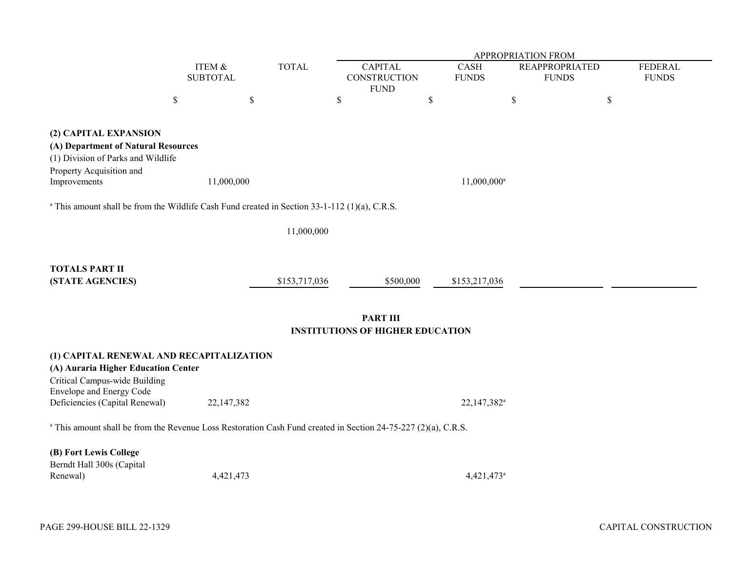| | ITEM & SUBTOTAL | TOTAL | APPROPRIATION FROM | | | |
|---|---|---|---|---|---|---|
| | | | CAPITAL CONSTRUCTION FUND | CASH FUNDS | REAPPROPRIATED FUNDS | FEDERAL FUNDS |
| | $ | $ | $ | $ | $ | $ |
| **(2) CAPITAL EXPANSION** | | | | | | |
| **(A) Department of Natural Resources** | | | | | | |
| (1) Division of Parks and Wildlife | | | | | | |
| Property Acquisition and Improvements | 11,000,000 | | | 11,000,000[a] | | |

[a] This amount shall be from the Wildlife Cash Fund created in Section 33-1-112 (1)(a), C.R.S.

| | | | | | | |
|---|---|---|---|---|---|---|
| | | 11,000,000 | | | | |
| **TOTALS PART II (STATE AGENCIES)** | | $153,717,036 | $500,000 | $153,217,036 | | |

**PART III**
**INSTITUTIONS OF HIGHER EDUCATION**

| | | | | | | |
|---|---|---|---|---|---|---|
| **(1) CAPITAL RENEWAL AND RECAPITALIZATION** | | | | | | |
| **(A) Auraria Higher Education Center** | | | | | | |
| Critical Campus-wide Building Envelope and Energy Code Deficiencies (Capital Renewal) | 22,147,382 | | | 22,147,382[a] | | |

[a] This amount shall be from the Revenue Loss Restoration Cash Fund created in Section 24-75-227 (2)(a), C.R.S.

| | | | | | | |
|---|---|---|---|---|---|---|
| **(B) Fort Lewis College** | | | | | | |
| Berndt Hall 300s (Capital Renewal) | 4,421,473 | | | 4,421,473[a] | | |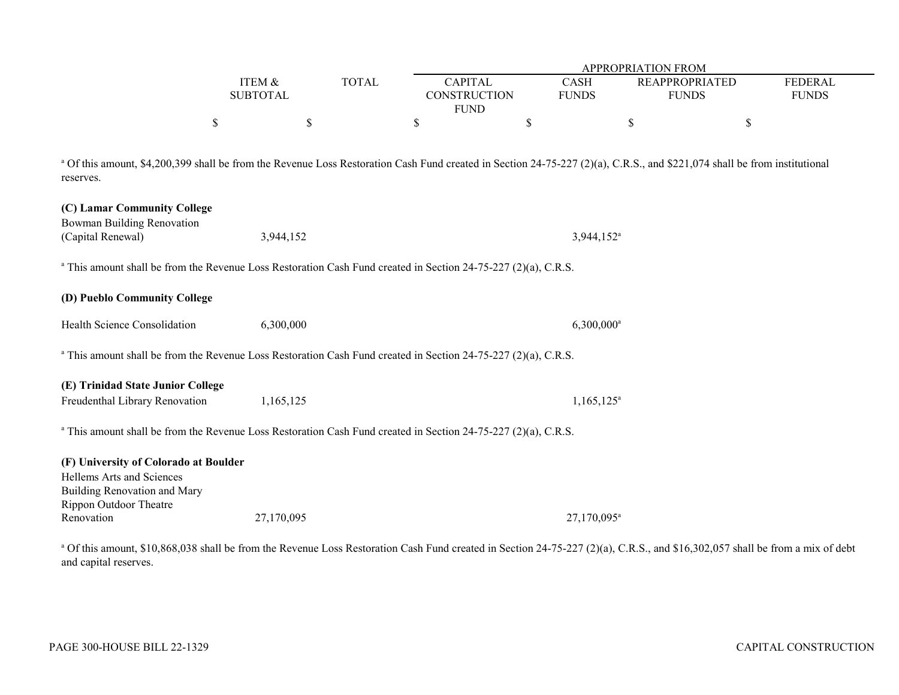| | ITEM & SUBTOTAL | TOTAL | APPROPRIATION FROM | | | |
|---|---|---|---|---|---|---|
| | | | CAPITAL CONSTRUCTION FUND | CASH FUNDS | REAPPROPRIATED FUNDS | FEDERAL FUNDS |
| | $ | $ | $ | $ | $ | $ |

[a] Of this amount, $4,200,399 shall be from the Revenue Loss Restoration Cash Fund created in Section 24-75-227 (2)(a), C.R.S., and $221,074 shall be from institutional reserves.

| | ITEM & SUBTOTAL | TOTAL | CAPITAL CONSTRUCTION FUND | CASH FUNDS | REAPPROPRIATED FUNDS | FEDERAL FUNDS |
|---|---|---|---|---|---|---|
| **(C) Lamar Community College** | | | | | | |
| Bowman Building Renovation (Capital Renewal) | 3,944,152 | | | 3,944,152[a] | | |

[a] This amount shall be from the Revenue Loss Restoration Cash Fund created in Section 24-75-227 (2)(a), C.R.S.

| | ITEM & SUBTOTAL | TOTAL | CAPITAL CONSTRUCTION FUND | CASH FUNDS | REAPPROPRIATED FUNDS | FEDERAL FUNDS |
|---|---|---|---|---|---|---|
| **(D) Pueblo Community College** | | | | | | |
| Health Science Consolidation | 6,300,000 | | | 6,300,000[a] | | |

[a] This amount shall be from the Revenue Loss Restoration Cash Fund created in Section 24-75-227 (2)(a), C.R.S.

| | ITEM & SUBTOTAL | TOTAL | CAPITAL CONSTRUCTION FUND | CASH FUNDS | REAPPROPRIATED FUNDS | FEDERAL FUNDS |
|---|---|---|---|---|---|---|
| **(E) Trinidad State Junior College** | | | | | | |
| Freudenthal Library Renovation | 1,165,125 | | | 1,165,125[a] | | |

[a] This amount shall be from the Revenue Loss Restoration Cash Fund created in Section 24-75-227 (2)(a), C.R.S.

| | ITEM & SUBTOTAL | TOTAL | CAPITAL CONSTRUCTION FUND | CASH FUNDS | REAPPROPRIATED FUNDS | FEDERAL FUNDS |
|---|---|---|---|---|---|---|
| **(F) University of Colorado at Boulder** | | | | | | |
| Hellems Arts and Sciences Building Renovation and Mary Rippon Outdoor Theatre Renovation | 27,170,095 | | | 27,170,095[a] | | |

[a] Of this amount, $10,868,038 shall be from the Revenue Loss Restoration Cash Fund created in Section 24-75-227 (2)(a), C.R.S., and $16,302,057 shall be from a mix of debt and capital reserves.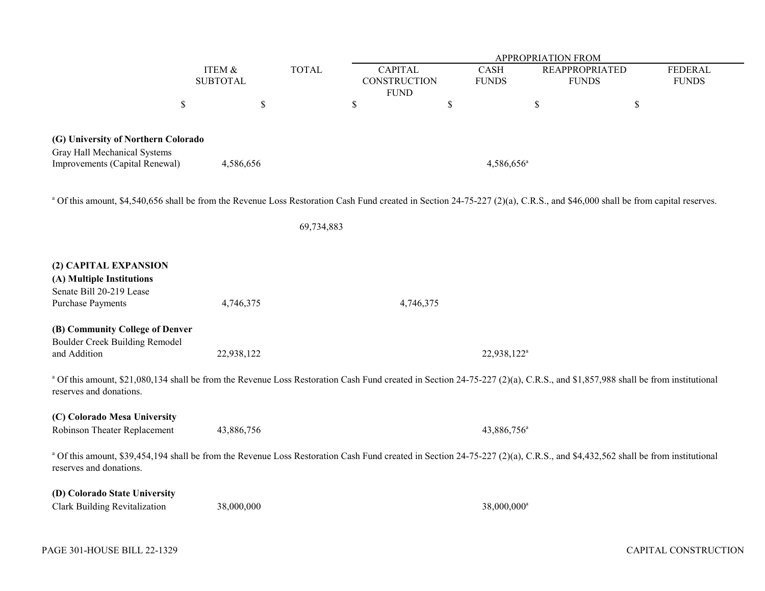| | ITEM & SUBTOTAL | TOTAL | APPROPRIATION FROM CAPITAL CONSTRUCTION FUND | CASH FUNDS | REAPPROPRIATED FUNDS | FEDERAL FUNDS |
|---|---|---|---|---|---|---|
| | $ | $ | $ | $ | $ | $ |
| **(G) University of Northern Colorado** | | | | | | |
| Gray Hall Mechanical Systems Improvements (Capital Renewal) | 4,586,656 | | | 4,586,656[a] | | |

[a] Of this amount, $4,540,656 shall be from the Revenue Loss Restoration Cash Fund created in Section 24-75-227 (2)(a), C.R.S., and $46,000 shall be from capital reserves.

| | ITEM & SUBTOTAL | TOTAL | CAPITAL CONSTRUCTION FUND | CASH FUNDS | REAPPROPRIATED FUNDS | FEDERAL FUNDS |
|---|---|---|---|---|---|---|
| | | 69,734,883 | | | | |
| **(2) CAPITAL EXPANSION** | | | | | | |
| **(A) Multiple Institutions** | | | | | | |
| Senate Bill 20-219 Lease Purchase Payments | 4,746,375 | | 4,746,375 | | | |
| **(B) Community College of Denver** | | | | | | |
| Boulder Creek Building Remodel and Addition | 22,938,122 | | | 22,938,122[a] | | |

[a] Of this amount, $21,080,134 shall be from the Revenue Loss Restoration Cash Fund created in Section 24-75-227 (2)(a), C.R.S., and $1,857,988 shall be from institutional reserves and donations.

| | ITEM & SUBTOTAL | TOTAL | CAPITAL CONSTRUCTION FUND | CASH FUNDS | REAPPROPRIATED FUNDS | FEDERAL FUNDS |
|---|---|---|---|---|---|---|
| **(C) Colorado Mesa University** | | | | | | |
| Robinson Theater Replacement | 43,886,756 | | | 43,886,756[a] | | |

[a] Of this amount, $39,454,194 shall be from the Revenue Loss Restoration Cash Fund created in Section 24-75-227 (2)(a), C.R.S., and $4,432,562 shall be from institutional reserves and donations.

| | ITEM & SUBTOTAL | TOTAL | CAPITAL CONSTRUCTION FUND | CASH FUNDS | REAPPROPRIATED FUNDS | FEDERAL FUNDS |
|---|---|---|---|---|---|---|
| **(D) Colorado State University** | | | | | | |
| Clark Building Revitalization | 38,000,000 | | | 38,000,000[a] | | |

PAGE 301-HOUSE BILL 22-1329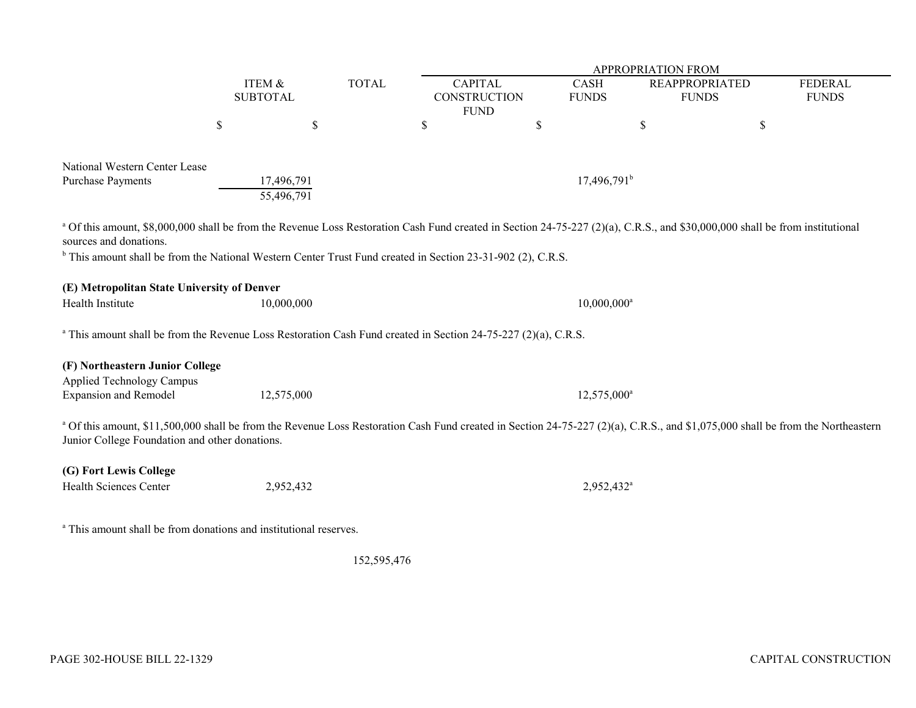| | ITEM & SUBTOTAL | TOTAL | APPROPRIATION FROM CAPITAL CONSTRUCTION FUND | CASH FUNDS | REAPPROPRIATED FUNDS | FEDERAL FUNDS |
|---|---|---|---|---|---|---|
| | $ | $ | $ | $ | $ | $ |
| National Western Center Lease Purchase Payments | 17,496,791 | | | 17,496,791[b] | | |
| | 55,496,791 | | | | | |

[a] Of this amount, $8,000,000 shall be from the Revenue Loss Restoration Cash Fund created in Section 24-75-227 (2)(a), C.R.S., and $30,000,000 shall be from institutional sources and donations.

[b] This amount shall be from the National Western Center Trust Fund created in Section 23-31-902 (2), C.R.S.

**(E) Metropolitan State University of Denver**

| | ITEM & SUBTOTAL | TOTAL | CAPITAL CONSTRUCTION FUND | CASH FUNDS | REAPPROPRIATED FUNDS | FEDERAL FUNDS |
|---|---|---|---|---|---|---|
| Health Institute | 10,000,000 | | | 10,000,000[a] | | |

[a] This amount shall be from the Revenue Loss Restoration Cash Fund created in Section 24-75-227 (2)(a), C.R.S.

**(F) Northeastern Junior College**

| | ITEM & SUBTOTAL | TOTAL | CAPITAL CONSTRUCTION FUND | CASH FUNDS | REAPPROPRIATED FUNDS | FEDERAL FUNDS |
|---|---|---|---|---|---|---|
| Applied Technology Campus Expansion and Remodel | 12,575,000 | | | 12,575,000[a] | | |

[a] Of this amount, $11,500,000 shall be from the Revenue Loss Restoration Cash Fund created in Section 24-75-227 (2)(a), C.R.S., and $1,075,000 shall be from the Northeastern Junior College Foundation and other donations.

**(G) Fort Lewis College**

| | ITEM & SUBTOTAL | TOTAL | CAPITAL CONSTRUCTION FUND | CASH FUNDS | REAPPROPRIATED FUNDS | FEDERAL FUNDS |
|---|---|---|---|---|---|---|
| Health Sciences Center | 2,952,432 | | | 2,952,432[a] | | |

[a] This amount shall be from donations and institutional reserves.

| | ITEM & SUBTOTAL | TOTAL | CAPITAL CONSTRUCTION FUND | CASH FUNDS | REAPPROPRIATED FUNDS | FEDERAL FUNDS |
|---|---|---|---|---|---|---|
| | | 152,595,476 | | | | |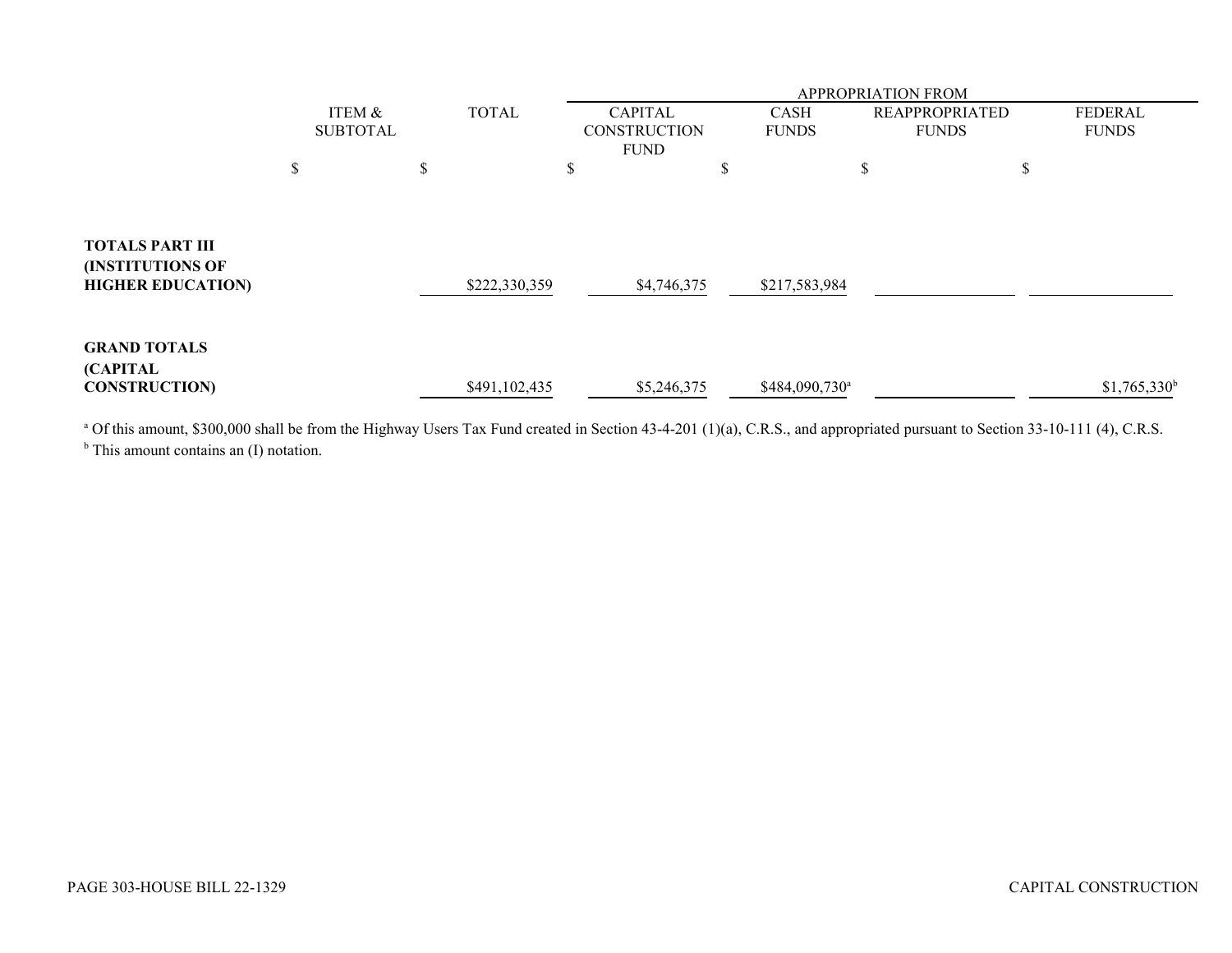| | ITEM & SUBTOTAL | TOTAL | APPROPRIATION FROM | | | |
|---|---|---|---|---|---|---|
| | | | CAPITAL CONSTRUCTION FUND | CASH FUNDS | REAPPROPRIATED FUNDS | FEDERAL FUNDS |
| | $ | $ | $ | $ | $ | $ |
| **TOTALS PART III (INSTITUTIONS OF HIGHER EDUCATION)** | | $222,330,359 | $4,746,375 | $217,583,984 | | |
| **GRAND TOTALS (CAPITAL CONSTRUCTION)** | | $491,102,435 | $5,246,375 | $484,090,730[a] | | $1,765,330[b] |

[a] Of this amount, $300,000 shall be from the Highway Users Tax Fund created in Section 43-4-201 (1)(a), C.R.S., and appropriated pursuant to Section 33-10-111 (4), C.R.S.
[b] This amount contains an (I) notation.